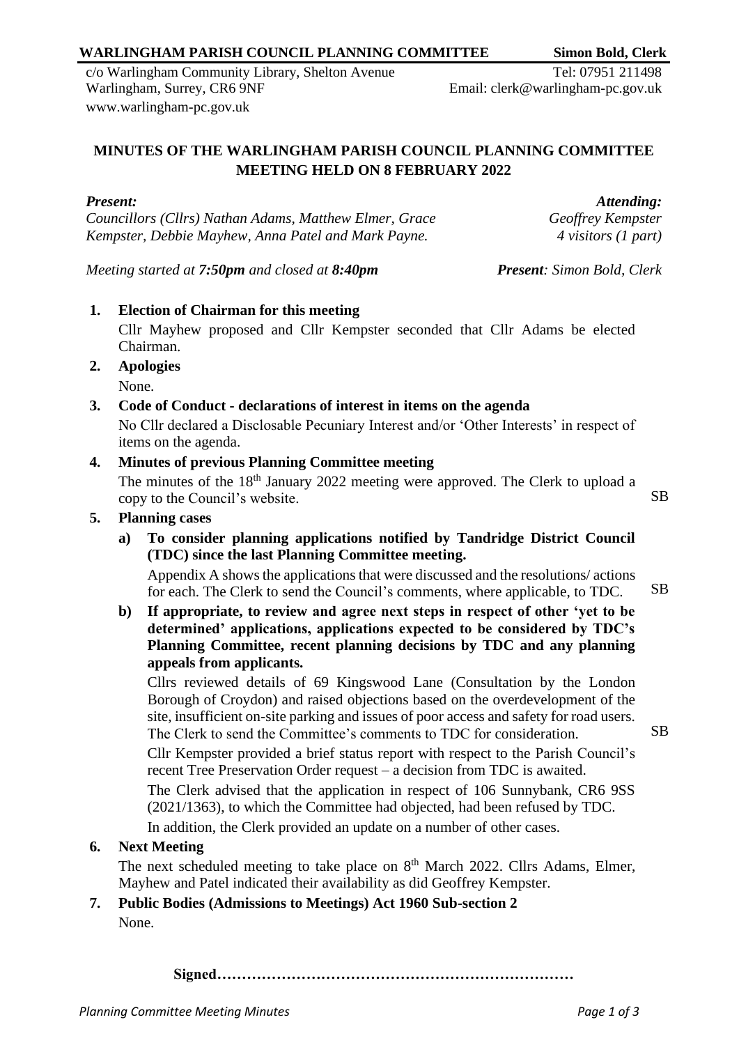**WARLINGHAM PARISH COUNCIL PLANNING COMMITTEE** **Simon Bold, Clerk**

c/o Warlingham Community Library, Shelton Avenue
Warlingham, Surrey, CR6 9NF
www.warlingham-pc.gov.uk

Tel: 07951 211498
Email: clerk@warlingham-pc.gov.uk

## MINUTES OF THE WARLINGHAM PARISH COUNCIL PLANNING COMMITTEE MEETING HELD ON 8 FEBRUARY 2022

***Present:***
*Councillors (Cllrs) Nathan Adams, Matthew Elmer, Grace Kempster, Debbie Mayhew, Anna Patel and Mark Payne.*

***Attending:***
*Geoffrey Kempster*
*4 visitors (1 part)*

*Meeting started at **7:50pm** and closed at **8:40pm***

***Present**: Simon Bold, Clerk*

**1. Election of Chairman for this meeting**

Cllr Mayhew proposed and Cllr Kempster seconded that Cllr Adams be elected Chairman.

**2. Apologies**

None.

**3. Code of Conduct - declarations of interest in items on the agenda**

No Cllr declared a Disclosable Pecuniary Interest and/or 'Other Interests' in respect of items on the agenda.

**4. Minutes of previous Planning Committee meeting**

The minutes of the 18th January 2022 meeting were approved. The Clerk to upload a copy to the Council's website. SB

**5. Planning cases**

**a) To consider planning applications notified by Tandridge District Council (TDC) since the last Planning Committee meeting.**

Appendix A shows the applications that were discussed and the resolutions/ actions for each. The Clerk to send the Council's comments, where applicable, to TDC. SB

**b) If appropriate, to review and agree next steps in respect of other 'yet to be determined' applications, applications expected to be considered by TDC's Planning Committee, recent planning decisions by TDC and any planning appeals from applicants.**

Cllrs reviewed details of 69 Kingswood Lane (Consultation by the London Borough of Croydon) and raised objections based on the overdevelopment of the site, insufficient on-site parking and issues of poor access and safety for road users. The Clerk to send the Committee's comments to TDC for consideration. SB

Cllr Kempster provided a brief status report with respect to the Parish Council's recent Tree Preservation Order request – a decision from TDC is awaited.

The Clerk advised that the application in respect of 106 Sunnybank, CR6 9SS (2021/1363), to which the Committee had objected, had been refused by TDC.

In addition, the Clerk provided an update on a number of other cases.

**6. Next Meeting**

The next scheduled meeting to take place on 8th March 2022. Cllrs Adams, Elmer, Mayhew and Patel indicated their availability as did Geoffrey Kempster.

**7. Public Bodies (Admissions to Meetings) Act 1960 Sub-section 2**

None.

**Signed………………………………………………………………**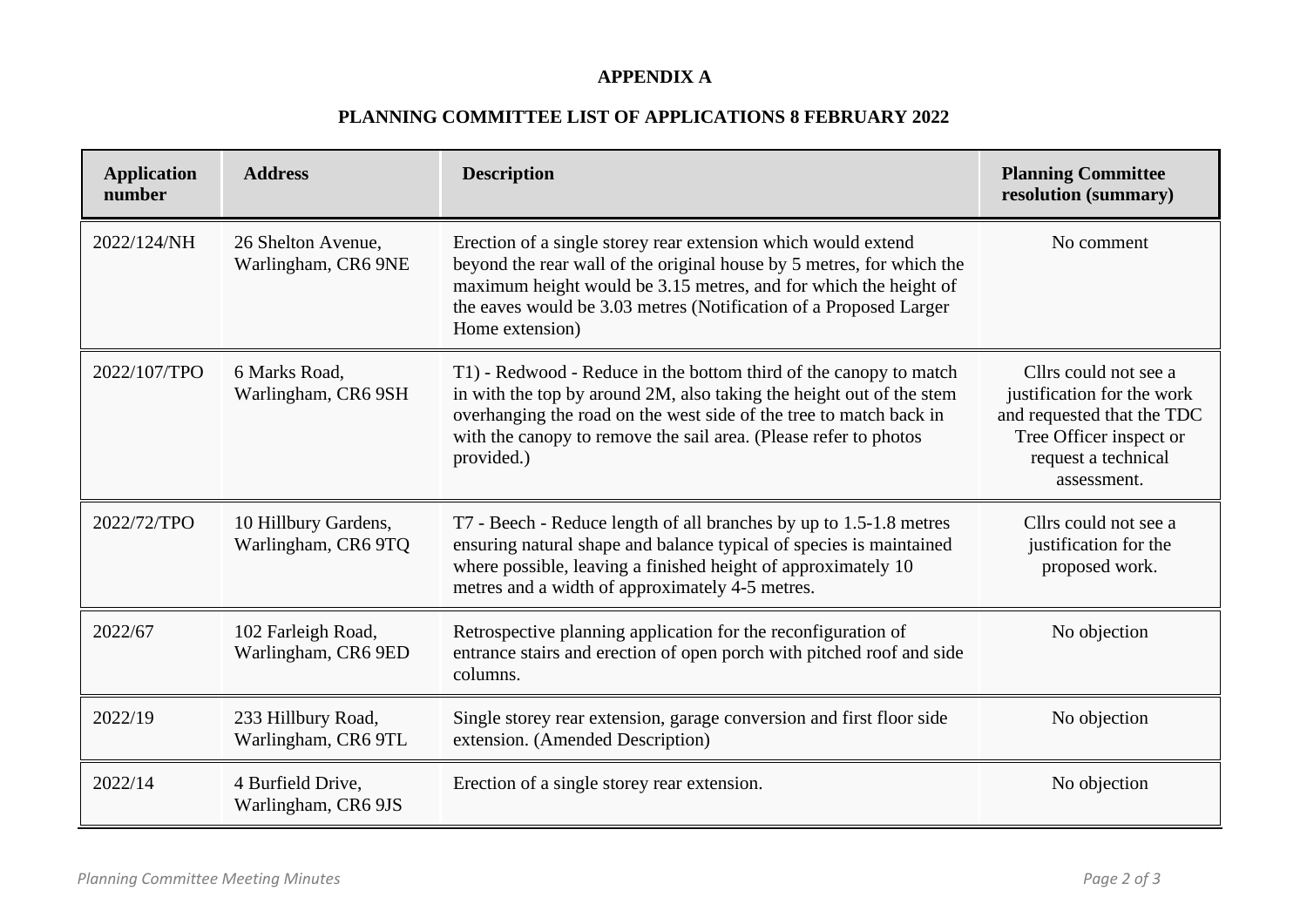**APPENDIX A**

**PLANNING COMMITTEE LIST OF APPLICATIONS 8 FEBRUARY 2022**

| Application number | Address | Description | Planning Committee resolution (summary) |
|---|---|---|---|
| 2022/124/NH | 26 Shelton Avenue, Warlingham, CR6 9NE | Erection of a single storey rear extension which would extend beyond the rear wall of the original house by 5 metres, for which the maximum height would be 3.15 metres, and for which the height of the eaves would be 3.03 metres (Notification of a Proposed Larger Home extension) | No comment |
| 2022/107/TPO | 6 Marks Road, Warlingham, CR6 9SH | T1) - Redwood - Reduce in the bottom third of the canopy to match in with the top by around 2M, also taking the height out of the stem overhanging the road on the west side of the tree to match back in with the canopy to remove the sail area. (Please refer to photos provided.) | Cllrs could not see a justification for the work and requested that the TDC Tree Officer inspect or request a technical assessment. |
| 2022/72/TPO | 10 Hillbury Gardens, Warlingham, CR6 9TQ | T7 - Beech - Reduce length of all branches by up to 1.5-1.8 metres ensuring natural shape and balance typical of species is maintained where possible, leaving a finished height of approximately 10 metres and a width of approximately 4-5 metres. | Cllrs could not see a justification for the proposed work. |
| 2022/67 | 102 Farleigh Road, Warlingham, CR6 9ED | Retrospective planning application for the reconfiguration of entrance stairs and erection of open porch with pitched roof and side columns. | No objection |
| 2022/19 | 233 Hillbury Road, Warlingham, CR6 9TL | Single storey rear extension, garage conversion and first floor side extension. (Amended Description) | No objection |
| 2022/14 | 4 Burfield Drive, Warlingham, CR6 9JS | Erection of a single storey rear extension. | No objection |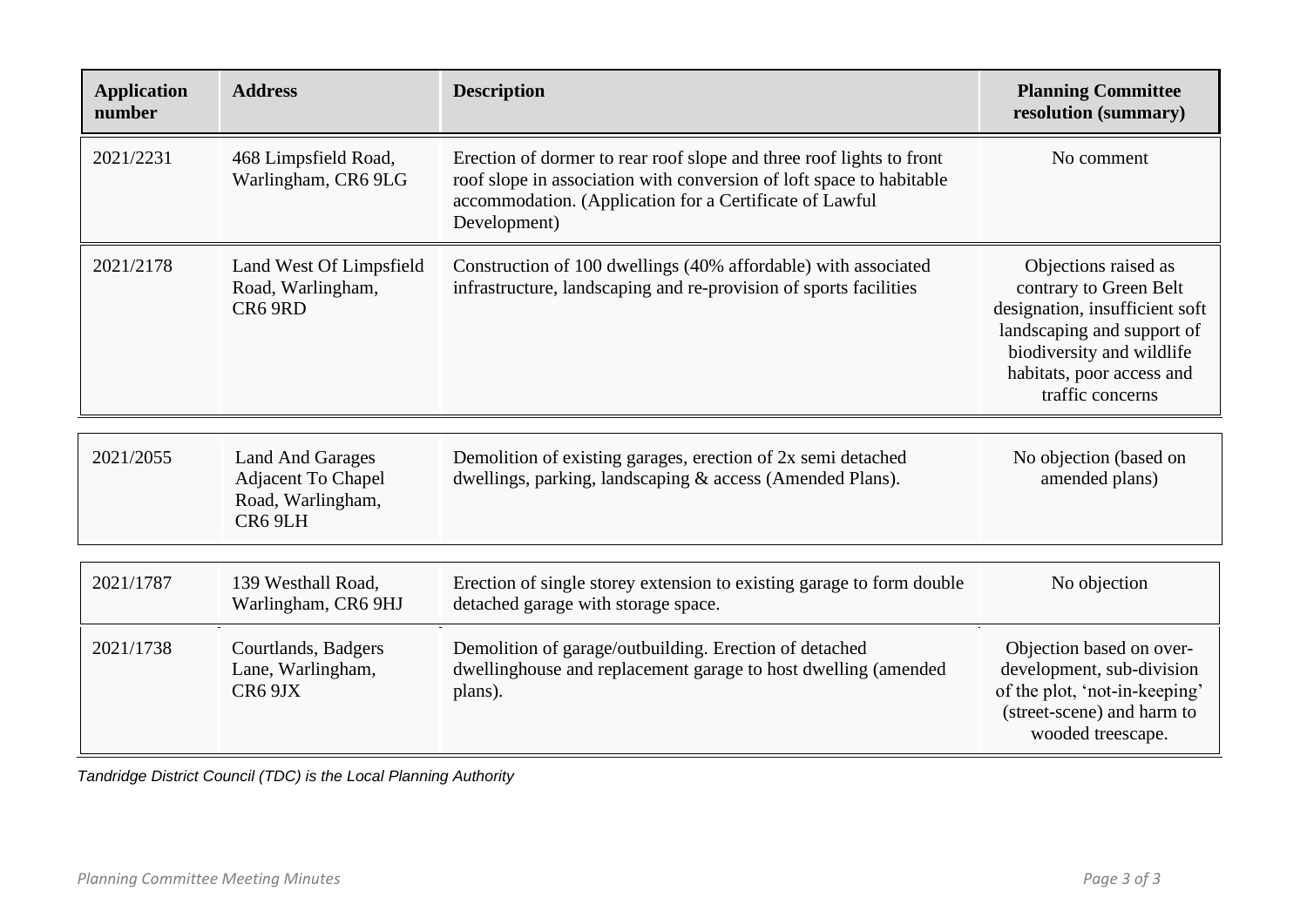| Application number | Address | Description | Planning Committee resolution (summary) |
| --- | --- | --- | --- |
| 2021/2231 | 468 Limpsfield Road, Warlingham, CR6 9LG | Erection of dormer to rear roof slope and three roof lights to front roof slope in association with conversion of loft space to habitable accommodation. (Application for a Certificate of Lawful Development) | No comment |
| 2021/2178 | Land West Of Limpsfield Road, Warlingham, CR6 9RD | Construction of 100 dwellings (40% affordable) with associated infrastructure, landscaping and re-provision of sports facilities | Objections raised as contrary to Green Belt designation, insufficient soft landscaping and support of biodiversity and wildlife habitats, poor access and traffic concerns |
| 2021/2055 | Land And Garages Adjacent To Chapel Road, Warlingham, CR6 9LH | Demolition of existing garages, erection of 2x semi detached dwellings, parking, landscaping & access (Amended Plans). | No objection (based on amended plans) |
| 2021/1787 | 139 Westhall Road, Warlingham, CR6 9HJ | Erection of single storey extension to existing garage to form double detached garage with storage space. | No objection |
| 2021/1738 | Courtlands, Badgers Lane, Warlingham, CR6 9JX | Demolition of garage/outbuilding. Erection of detached dwellinghouse and replacement garage to host dwelling (amended plans). | Objection based on over-development, sub-division of the plot, 'not-in-keeping' (street-scene) and harm to wooded treescape. |

*Tandridge District Council (TDC) is the Local Planning Authority*